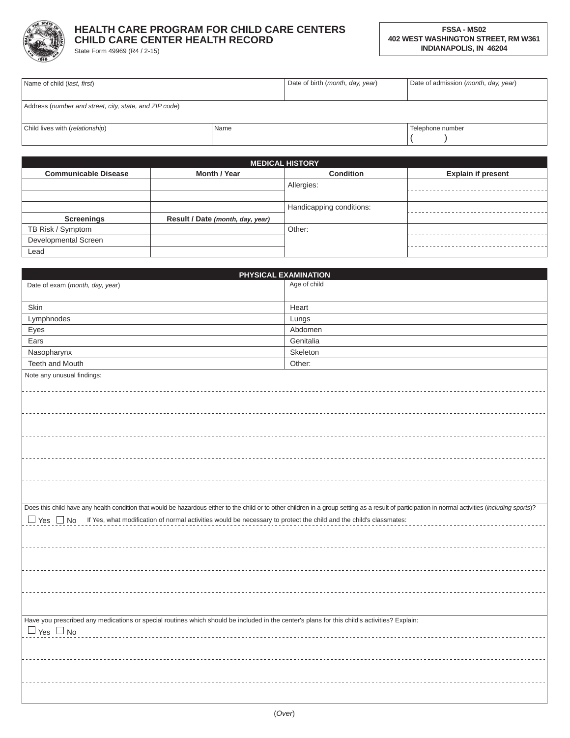# HEALTH CARE PROGRAM FOR CHILD CARE CENTERS
## CHILD CARE CENTER HEALTH RECORD

State Form 49969 (R4 / 2-15)

**FSSA - MS02**
**402 WEST WASHINGTON STREET, RM W361**
**INDIANAPOLIS, IN 46204**

| Name of child (*last, first*) | | Date of birth (*month, day, year*) | Date of admission (*month, day, year*) |
|---|---|---|---|
| Address (*number and street, city, state, and ZIP code*) | | | |
| Child lives with (*relationship*) | Name | | Telephone number ( ) |

## MEDICAL HISTORY

| Communicable Disease | Month / Year | Condition | Explain if present |
|---|---|---|---|
| | | Allergies: | |
| | | | |
| | | Handicapping conditions: | |
| **Screenings** | **Result / Date** ***(month, day, year)*** | | |
| TB Risk / Symptom | | Other: | |
| Developmental Screen | | | |
| Lead | | | |

## PHYSICAL EXAMINATION

| Date of exam (*month, day, year*) | Age of child |
|---|---|
| Skin | Heart |
| Lymphnodes | Lungs |
| Eyes | Abdomen |
| Ears | Genitalia |
| Nasopharynx | Skeleton |
| Teeth and Mouth | Other: |

Note any unusual findings:

Does this child have any health condition that would be hazardous either to the child or to other children in a group setting as a result of participation in normal activities (*including sports*)?

☐ Yes ☐ No If Yes, what modification of normal activities would be necessary to protect the child and the child's classmates:

Have you prescribed any medications or special routines which should be included in the center's plans for this child's activities? Explain:

☐ Yes ☐ No

(*Over*)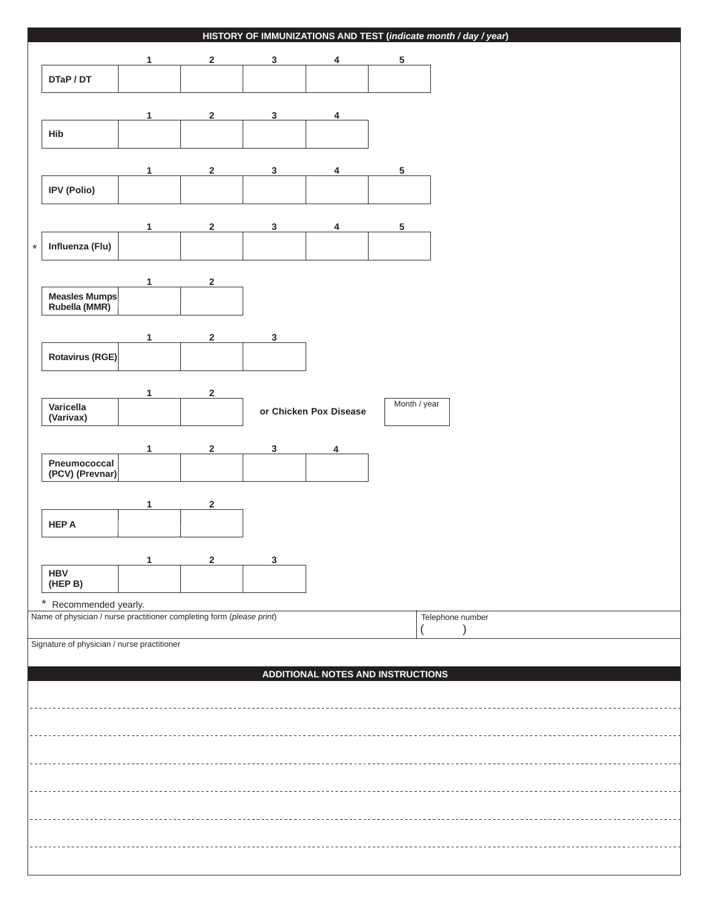## HISTORY OF IMMUNIZATIONS AND TEST (*indicate month / day / year*)

| | 1 | 2 | 3 | 4 | 5 |
|---|---|---|---|---|---|
| **DTaP / DT** | | | | | |

| | 1 | 2 | 3 | 4 |
|---|---|---|---|---|
| **Hib** | | | | |

| | 1 | 2 | 3 | 4 | 5 |
|---|---|---|---|---|---|
| **IPV (Polio)** | | | | | |

| | 1 | 2 | 3 | 4 | 5 |
|---|---|---|---|---|---|
| * **Influenza (Flu)** | | | | | |

| | 1 | 2 |
|---|---|---|
| **Measles Mumps Rubella (MMR)** | | |

| | 1 | 2 | 3 |
|---|---|---|---|
| **Rotavirus (RGE)** | | | |

| | 1 | 2 | | |
|---|---|---|---|---|
| **Varicella (Varivax)** | | | **or Chicken Pox Disease** | Month / year |

| | 1 | 2 | 3 | 4 |
|---|---|---|---|---|
| **Pneumococcal (PCV) (Prevnar)** | | | | |

| | 1 | 2 |
|---|---|---|
| **HEP A** | | |

| | 1 | 2 | 3 |
|---|---|---|---|
| **HBV (HEP B)** | | | |

\* Recommended yearly.

| Name of physician / nurse practitioner completing form (*please print*) | Telephone number ( ) |
|---|---|
| Signature of physician / nurse practitioner | |

## ADDITIONAL NOTES AND INSTRUCTIONS